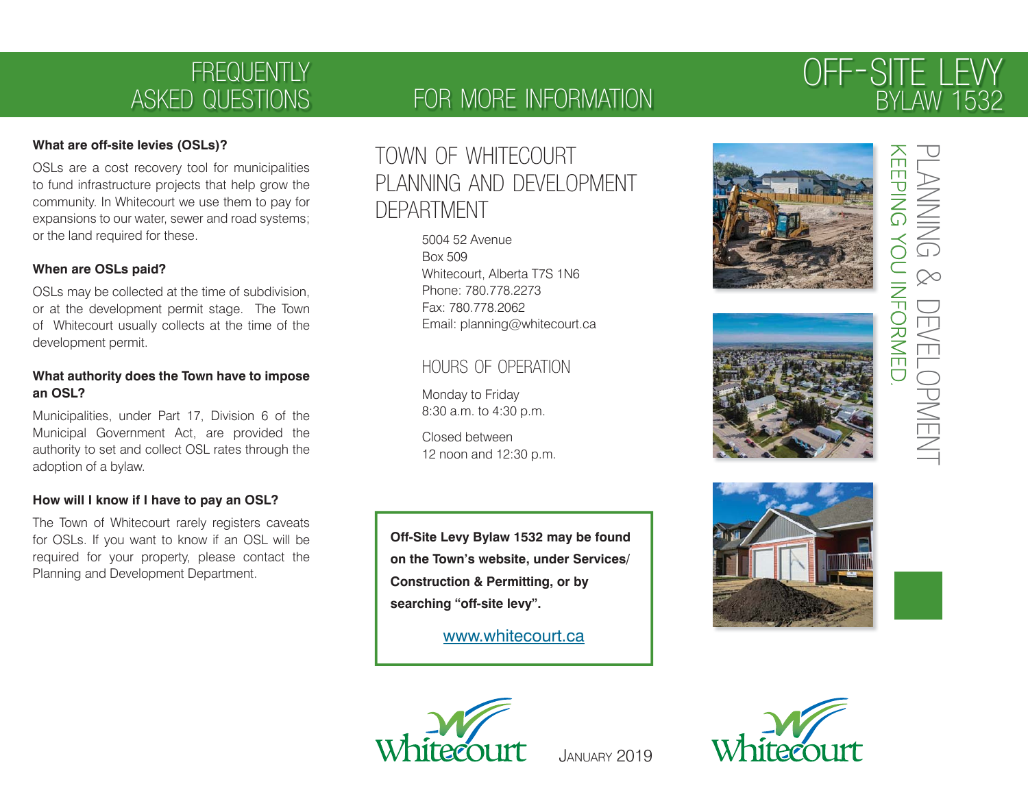# FREQUENTLY ASKED QUESTIONS

**What are off-site levies (OSLs)?**

OSLs are a cost recovery tool for municipalities to fund infrastructure projects that help grow the community. In Whitecourt we use them to pay for expansions to our water, sewer and road systems; or the land required for these.

**When are OSLs paid?**

OSLs may be collected at the time of subdivision, or at the development permit stage. The Town of Whitecourt usually collects at the time of the development permit.

**What authority does the Town have to impose an OSL?**

Municipalities, under Part 17, Division 6 of the Municipal Government Act, are provided the authority to set and collect OSL rates through the adoption of a bylaw.

**How will I know if I have to pay an OSL?**

The Town of Whitecourt rarely registers caveats for OSLs. If you want to know if an OSL will be required for your property, please contact the Planning and Development Department.

# FOR MORE INFORMATION

## TOWN OF WHITECOURT PLANNING AND DEVELOPMENT DEPARTMENT

5004 52 Avenue
Box 509
Whitecourt, Alberta T7S 1N6
Phone: 780.778.2273
Fax: 780.778.2062
Email: planning@whitecourt.ca

### HOURS OF OPERATION

Monday to Friday
8:30 a.m. to 4:30 p.m.

Closed between
12 noon and 12:30 p.m.

**Off-Site Levy Bylaw 1532 may be found on the Town's website, under Services/ Construction & Permitting, or by searching "off-site levy".**

www.whitecourt.ca

Whitecourt

JANUARY 2019

# OFF-SITE LEVY BYLAW 1532

PLANNING & DEVELOPMENT
KEEPING YOU INFORMED.

Whitecourt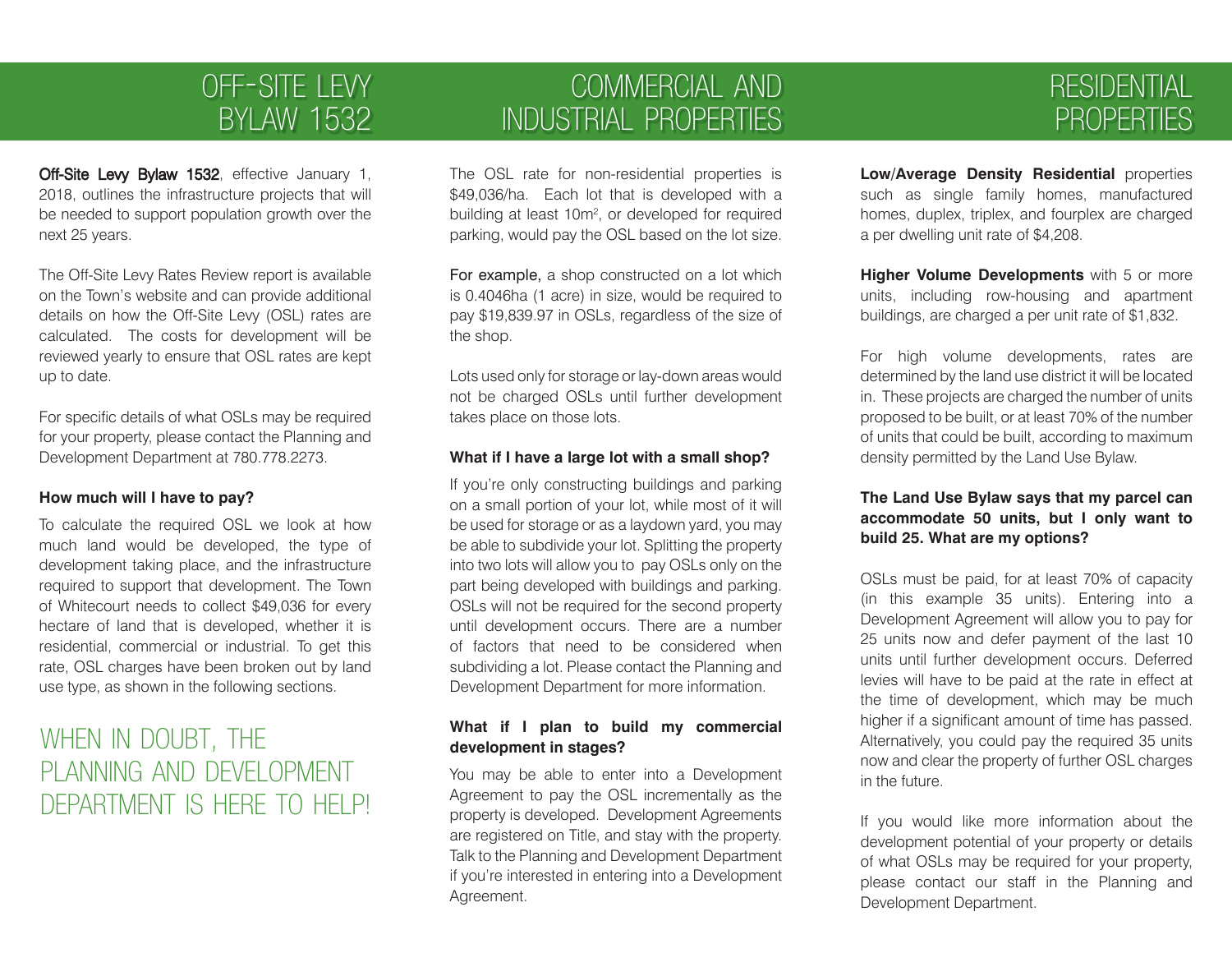# OFF-SITE LEVY BYLAW 1532

**Off-Site Levy Bylaw 1532**, effective January 1, 2018, outlines the infrastructure projects that will be needed to support population growth over the next 25 years.

The Off-Site Levy Rates Review report is available on the Town's website and can provide additional details on how the Off-Site Levy (OSL) rates are calculated. The costs for development will be reviewed yearly to ensure that OSL rates are kept up to date.

For specific details of what OSLs may be required for your property, please contact the Planning and Development Department at 780.778.2273.

### How much will I have to pay?

To calculate the required OSL we look at how much land would be developed, the type of development taking place, and the infrastructure required to support that development. The Town of Whitecourt needs to collect $49,036 for every hectare of land that is developed, whether it is residential, commercial or industrial. To get this rate, OSL charges have been broken out by land use type, as shown in the following sections.

## WHEN IN DOUBT, THE PLANNING AND DEVELOPMENT DEPARTMENT IS HERE TO HELP!

# COMMERCIAL AND INDUSTRIAL PROPERTIES

The OSL rate for non-residential properties is $49,036/ha. Each lot that is developed with a building at least $10m^2$, or developed for required parking, would pay the OSL based on the lot size.

For example, a shop constructed on a lot which is 0.4046ha (1 acre) in size, would be required to pay $19,839.97 in OSLs, regardless of the size of the shop.

Lots used only for storage or lay-down areas would not be charged OSLs until further development takes place on those lots.

### What if I have a large lot with a small shop?

If you're only constructing buildings and parking on a small portion of your lot, while most of it will be used for storage or as a laydown yard, you may be able to subdivide your lot. Splitting the property into two lots will allow you to pay OSLs only on the part being developed with buildings and parking. OSLs will not be required for the second property until development occurs. There are a number of factors that need to be considered when subdividing a lot. Please contact the Planning and Development Department for more information.

### What if I plan to build my commercial development in stages?

You may be able to enter into a Development Agreement to pay the OSL incrementally as the property is developed. Development Agreements are registered on Title, and stay with the property. Talk to the Planning and Development Department if you're interested in entering into a Development Agreement.

# RESIDENTIAL PROPERTIES

**Low/Average Density Residential** properties such as single family homes, manufactured homes, duplex, triplex, and fourplex are charged a per dwelling unit rate of $4,208.

**Higher Volume Developments** with 5 or more units, including row-housing and apartment buildings, are charged a per unit rate of $1,832.

For high volume developments, rates are determined by the land use district it will be located in. These projects are charged the number of units proposed to be built, or at least 70% of the number of units that could be built, according to maximum density permitted by the Land Use Bylaw.

### The Land Use Bylaw says that my parcel can accommodate 50 units, but I only want to build 25. What are my options?

OSLs must be paid, for at least 70% of capacity (in this example 35 units). Entering into a Development Agreement will allow you to pay for 25 units now and defer payment of the last 10 units until further development occurs. Deferred levies will have to be paid at the rate in effect at the time of development, which may be much higher if a significant amount of time has passed. Alternatively, you could pay the required 35 units now and clear the property of further OSL charges in the future.

If you would like more information about the development potential of your property or details of what OSLs may be required for your property, please contact our staff in the Planning and Development Department.